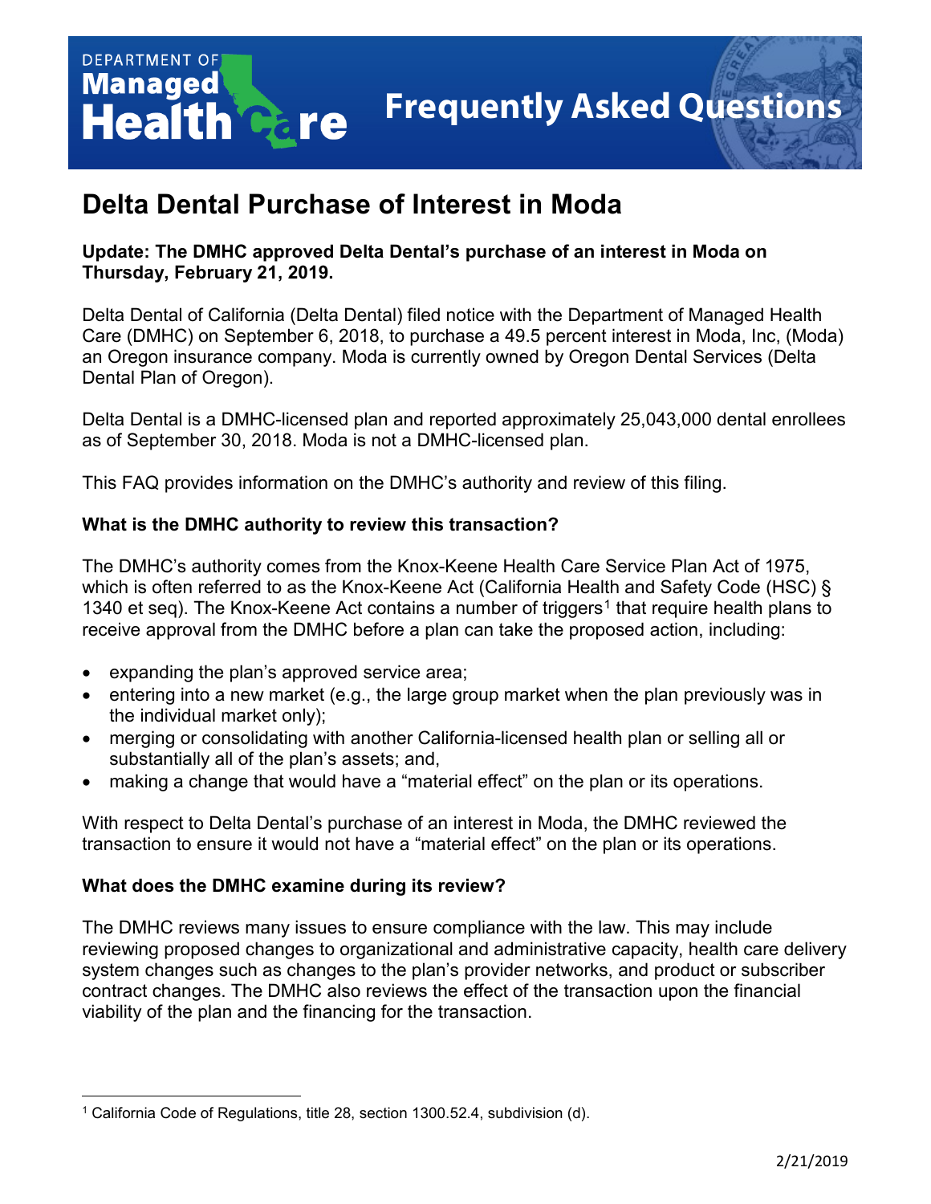# Delta Dental Purchase of Interest in Moda

**Update: The DMHC approved Delta Dental's purchase of an interest in Moda on Thursday, February 21, 2019.**

Delta Dental of California (Delta Dental) filed notice with the Department of Managed Health Care (DMHC) on September 6, 2018, to purchase a 49.5 percent interest in Moda, Inc, (Moda) an Oregon insurance company. Moda is currently owned by Oregon Dental Services (Delta Dental Plan of Oregon).

Delta Dental is a DMHC-licensed plan and reported approximately 25,043,000 dental enrollees as of September 30, 2018. Moda is not a DMHC-licensed plan.

This FAQ provides information on the DMHC's authority and review of this filing.

### What is the DMHC authority to review this transaction?

The DMHC's authority comes from the Knox-Keene Health Care Service Plan Act of 1975, which is often referred to as the Knox-Keene Act (California Health and Safety Code (HSC) § 1340 et seq). The Knox-Keene Act contains a number of triggers[1] that require health plans to receive approval from the DMHC before a plan can take the proposed action, including:

- expanding the plan's approved service area;
- entering into a new market (e.g., the large group market when the plan previously was in the individual market only);
- merging or consolidating with another California-licensed health plan or selling all or substantially all of the plan's assets; and,
- making a change that would have a "material effect" on the plan or its operations.

With respect to Delta Dental's purchase of an interest in Moda, the DMHC reviewed the transaction to ensure it would not have a "material effect" on the plan or its operations.

### What does the DMHC examine during its review?

The DMHC reviews many issues to ensure compliance with the law. This may include reviewing proposed changes to organizational and administrative capacity, health care delivery system changes such as changes to the plan's provider networks, and product or subscriber contract changes. The DMHC also reviews the effect of the transaction upon the financial viability of the plan and the financing for the transaction.

[1] California Code of Regulations, title 28, section 1300.52.4, subdivision (d).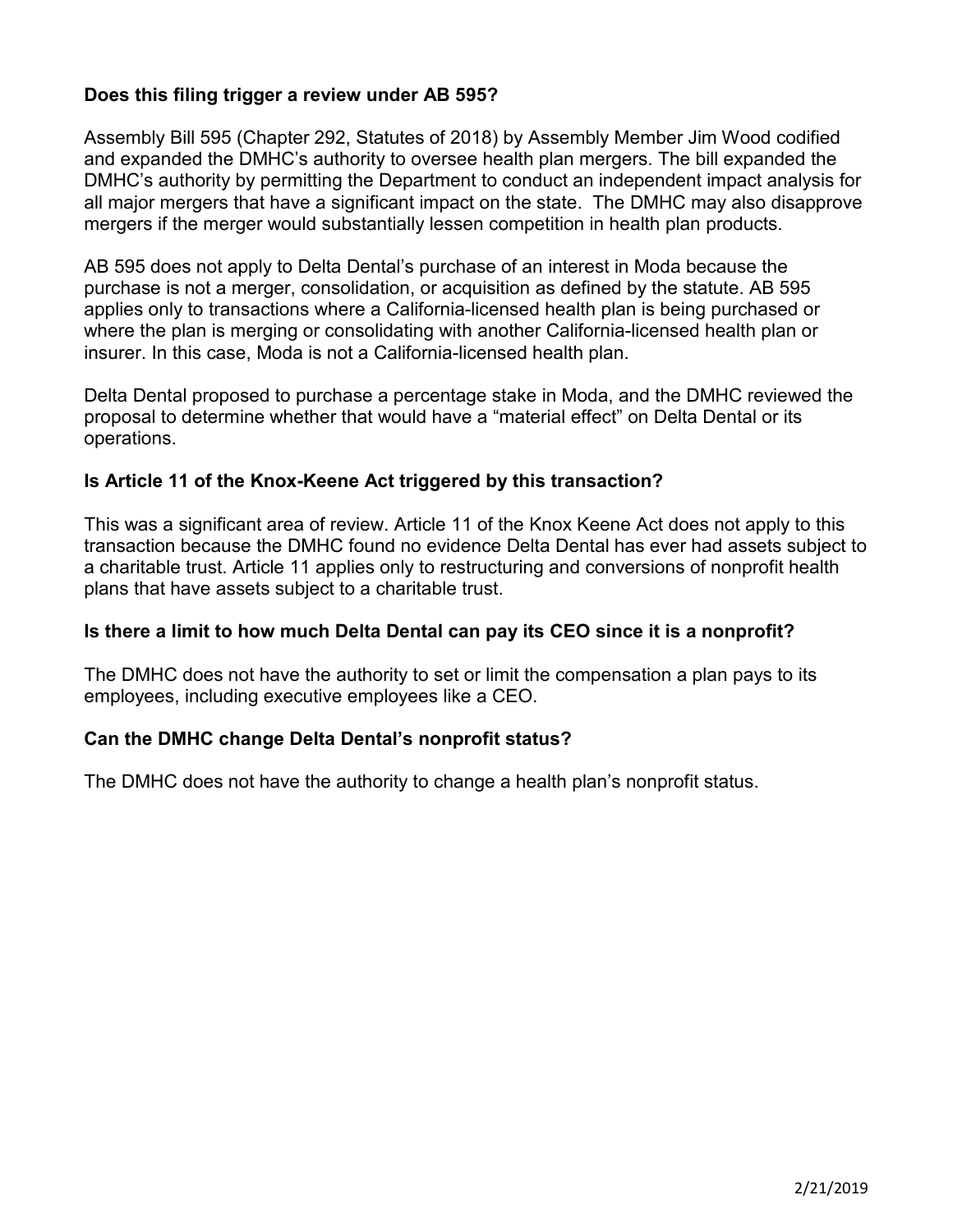**Does this filing trigger a review under AB 595?**

Assembly Bill 595 (Chapter 292, Statutes of 2018) by Assembly Member Jim Wood codified and expanded the DMHC's authority to oversee health plan mergers. The bill expanded the DMHC's authority by permitting the Department to conduct an independent impact analysis for all major mergers that have a significant impact on the state. The DMHC may also disapprove mergers if the merger would substantially lessen competition in health plan products.

AB 595 does not apply to Delta Dental's purchase of an interest in Moda because the purchase is not a merger, consolidation, or acquisition as defined by the statute. AB 595 applies only to transactions where a California-licensed health plan is being purchased or where the plan is merging or consolidating with another California-licensed health plan or insurer. In this case, Moda is not a California-licensed health plan.

Delta Dental proposed to purchase a percentage stake in Moda, and the DMHC reviewed the proposal to determine whether that would have a "material effect" on Delta Dental or its operations.

**Is Article 11 of the Knox-Keene Act triggered by this transaction?**

This was a significant area of review. Article 11 of the Knox Keene Act does not apply to this transaction because the DMHC found no evidence Delta Dental has ever had assets subject to a charitable trust. Article 11 applies only to restructuring and conversions of nonprofit health plans that have assets subject to a charitable trust.

**Is there a limit to how much Delta Dental can pay its CEO since it is a nonprofit?**

The DMHC does not have the authority to set or limit the compensation a plan pays to its employees, including executive employees like a CEO.

**Can the DMHC change Delta Dental's nonprofit status?**

The DMHC does not have the authority to change a health plan's nonprofit status.

2/21/2019